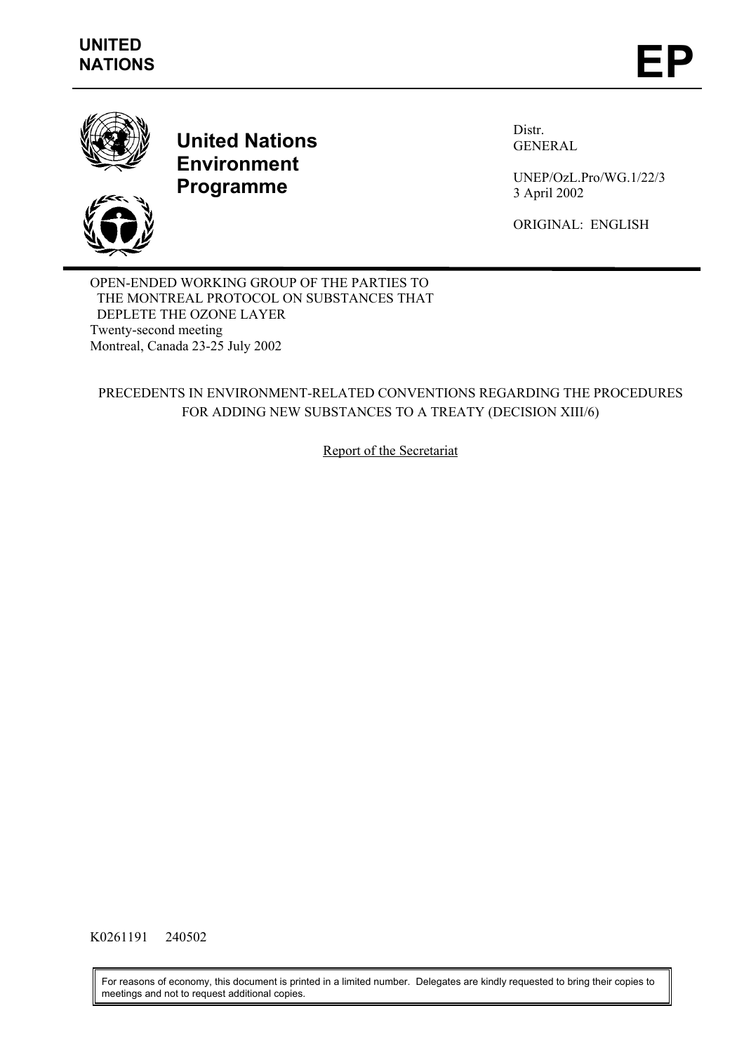**UNITED NATIONS**

# EP

**United Nations Environment Programme**

Distr.
GENERAL

UNEP/OzL.Pro/WG.1/22/3
3 April 2002

ORIGINAL: ENGLISH

OPEN-ENDED WORKING GROUP OF THE PARTIES TO THE MONTREAL PROTOCOL ON SUBSTANCES THAT DEPLETE THE OZONE LAYER
Twenty-second meeting
Montreal, Canada 23-25 July 2002

## PRECEDENTS IN ENVIRONMENT-RELATED CONVENTIONS REGARDING THE PROCEDURES FOR ADDING NEW SUBSTANCES TO A TREATY (DECISION XIII/6)

Report of the Secretariat

K0261191 240502

For reasons of economy, this document is printed in a limited number. Delegates are kindly requested to bring their copies to meetings and not to request additional copies.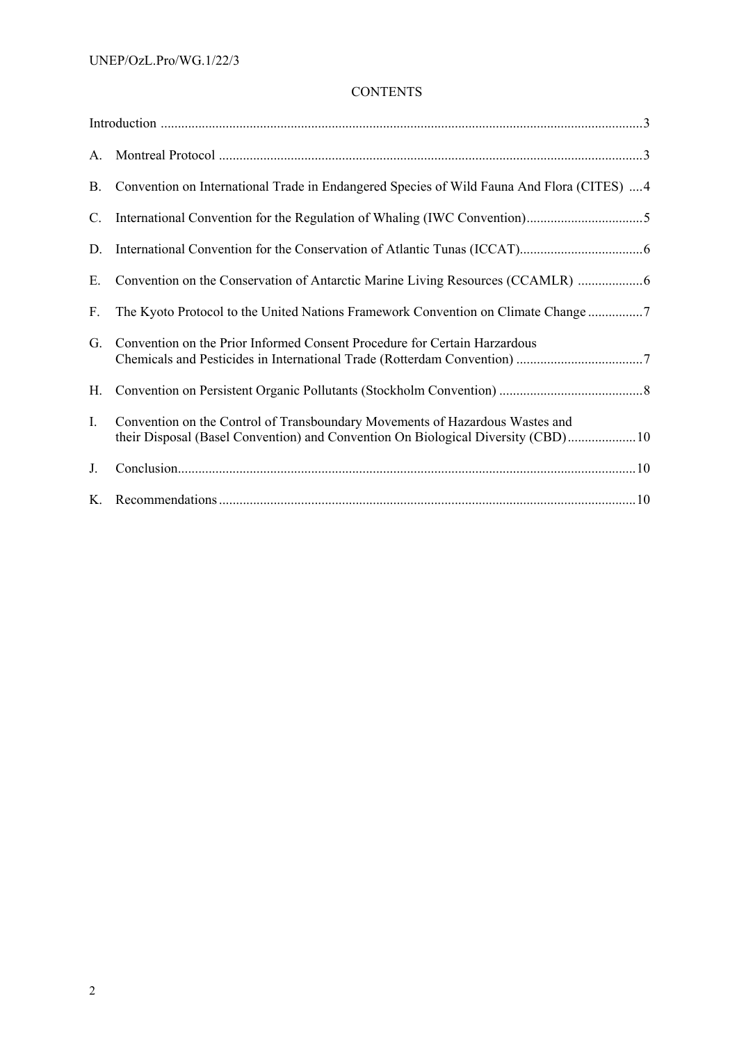## CONTENTS

| | | |
|---|---|---|
| | Introduction | 3 |
| A. | Montreal Protocol | 3 |
| B. | Convention on International Trade in Endangered Species of Wild Fauna And Flora (CITES) | 4 |
| C. | International Convention for the Regulation of Whaling (IWC Convention) | 5 |
| D. | International Convention for the Conservation of Atlantic Tunas (ICCAT) | 6 |
| E. | Convention on the Conservation of Antarctic Marine Living Resources (CCAMLR) | 6 |
| F. | The Kyoto Protocol to the United Nations Framework Convention on Climate Change | 7 |
| G. | Convention on the Prior Informed Consent Procedure for Certain Harzardous Chemicals and Pesticides in International Trade (Rotterdam Convention) | 7 |
| H. | Convention on Persistent Organic Pollutants (Stockholm Convention) | 8 |
| I. | Convention on the Control of Transboundary Movements of Hazardous Wastes and their Disposal (Basel Convention) and Convention On Biological Diversity (CBD) | 10 |
| J. | Conclusion | 10 |
| K. | Recommendations | 10 |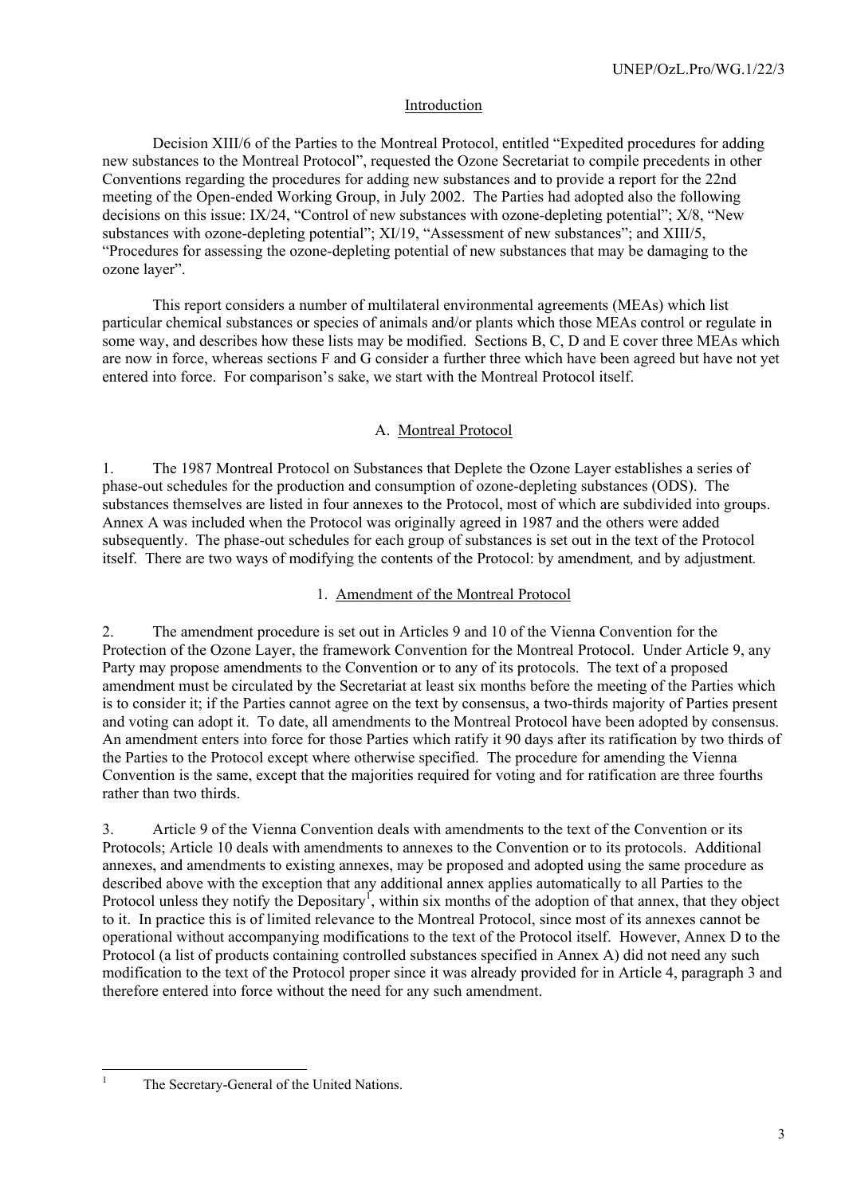## Introduction

Decision XIII/6 of the Parties to the Montreal Protocol, entitled "Expedited procedures for adding new substances to the Montreal Protocol", requested the Ozone Secretariat to compile precedents in other Conventions regarding the procedures for adding new substances and to provide a report for the 22nd meeting of the Open-ended Working Group, in July 2002. The Parties had adopted also the following decisions on this issue: IX/24, "Control of new substances with ozone-depleting potential"; X/8, "New substances with ozone-depleting potential"; XI/19, "Assessment of new substances"; and XIII/5, "Procedures for assessing the ozone-depleting potential of new substances that may be damaging to the ozone layer".

This report considers a number of multilateral environmental agreements (MEAs) which list particular chemical substances or species of animals and/or plants which those MEAs control or regulate in some way, and describes how these lists may be modified. Sections B, C, D and E cover three MEAs which are now in force, whereas sections F and G consider a further three which have been agreed but have not yet entered into force. For comparison's sake, we start with the Montreal Protocol itself.

## A. Montreal Protocol

1. The 1987 Montreal Protocol on Substances that Deplete the Ozone Layer establishes a series of phase-out schedules for the production and consumption of ozone-depleting substances (ODS). The substances themselves are listed in four annexes to the Protocol, most of which are subdivided into groups. Annex A was included when the Protocol was originally agreed in 1987 and the others were added subsequently. The phase-out schedules for each group of substances is set out in the text of the Protocol itself. There are two ways of modifying the contents of the Protocol: by amendment*,* and by adjustment*.*

### 1. Amendment of the Montreal Protocol

2. The amendment procedure is set out in Articles 9 and 10 of the Vienna Convention for the Protection of the Ozone Layer, the framework Convention for the Montreal Protocol. Under Article 9, any Party may propose amendments to the Convention or to any of its protocols. The text of a proposed amendment must be circulated by the Secretariat at least six months before the meeting of the Parties which is to consider it; if the Parties cannot agree on the text by consensus, a two-thirds majority of Parties present and voting can adopt it. To date, all amendments to the Montreal Protocol have been adopted by consensus. An amendment enters into force for those Parties which ratify it 90 days after its ratification by two thirds of the Parties to the Protocol except where otherwise specified. The procedure for amending the Vienna Convention is the same, except that the majorities required for voting and for ratification are three fourths rather than two thirds.

3. Article 9 of the Vienna Convention deals with amendments to the text of the Convention or its Protocols; Article 10 deals with amendments to annexes to the Convention or to its protocols. Additional annexes, and amendments to existing annexes, may be proposed and adopted using the same procedure as described above with the exception that any additional annex applies automatically to all Parties to the Protocol unless they notify the Depositary[1], within six months of the adoption of that annex, that they object to it. In practice this is of limited relevance to the Montreal Protocol, since most of its annexes cannot be operational without accompanying modifications to the text of the Protocol itself. However, Annex D to the Protocol (a list of products containing controlled substances specified in Annex A) did not need any such modification to the text of the Protocol proper since it was already provided for in Article 4, paragraph 3 and therefore entered into force without the need for any such amendment.

---

[1] The Secretary-General of the United Nations.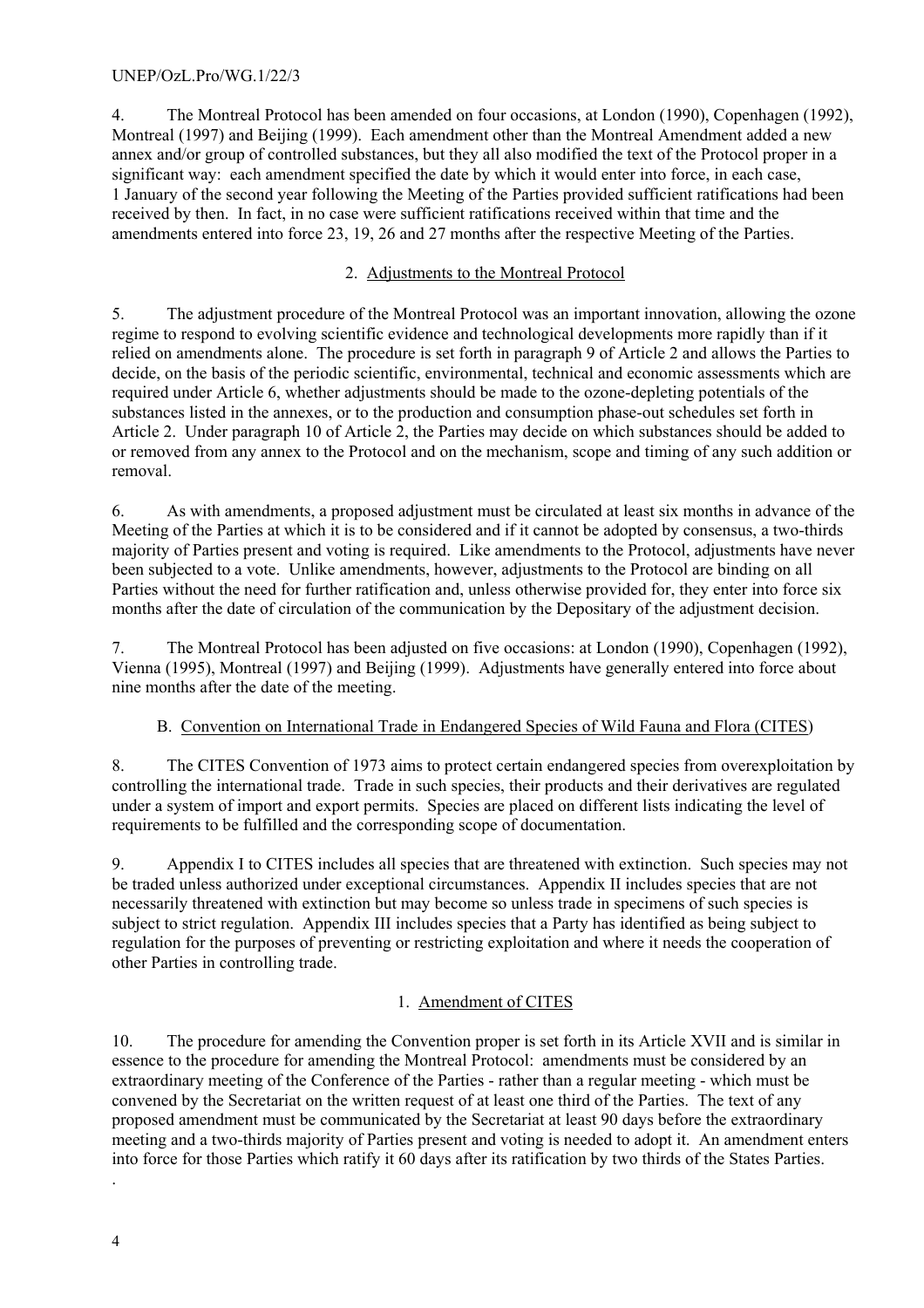4. The Montreal Protocol has been amended on four occasions, at London (1990), Copenhagen (1992), Montreal (1997) and Beijing (1999). Each amendment other than the Montreal Amendment added a new annex and/or group of controlled substances, but they all also modified the text of the Protocol proper in a significant way: each amendment specified the date by which it would enter into force, in each case, 1 January of the second year following the Meeting of the Parties provided sufficient ratifications had been received by then. In fact, in no case were sufficient ratifications received within that time and the amendments entered into force 23, 19, 26 and 27 months after the respective Meeting of the Parties.

### 2. Adjustments to the Montreal Protocol

5. The adjustment procedure of the Montreal Protocol was an important innovation, allowing the ozone regime to respond to evolving scientific evidence and technological developments more rapidly than if it relied on amendments alone. The procedure is set forth in paragraph 9 of Article 2 and allows the Parties to decide, on the basis of the periodic scientific, environmental, technical and economic assessments which are required under Article 6, whether adjustments should be made to the ozone-depleting potentials of the substances listed in the annexes, or to the production and consumption phase-out schedules set forth in Article 2. Under paragraph 10 of Article 2, the Parties may decide on which substances should be added to or removed from any annex to the Protocol and on the mechanism, scope and timing of any such addition or removal.

6. As with amendments, a proposed adjustment must be circulated at least six months in advance of the Meeting of the Parties at which it is to be considered and if it cannot be adopted by consensus, a two-thirds majority of Parties present and voting is required. Like amendments to the Protocol, adjustments have never been subjected to a vote. Unlike amendments, however, adjustments to the Protocol are binding on all Parties without the need for further ratification and, unless otherwise provided for, they enter into force six months after the date of circulation of the communication by the Depositary of the adjustment decision.

7. The Montreal Protocol has been adjusted on five occasions: at London (1990), Copenhagen (1992), Vienna (1995), Montreal (1997) and Beijing (1999). Adjustments have generally entered into force about nine months after the date of the meeting.

## B. Convention on International Trade in Endangered Species of Wild Fauna and Flora (CITES)

8. The CITES Convention of 1973 aims to protect certain endangered species from overexploitation by controlling the international trade. Trade in such species, their products and their derivatives are regulated under a system of import and export permits. Species are placed on different lists indicating the level of requirements to be fulfilled and the corresponding scope of documentation.

9. Appendix I to CITES includes all species that are threatened with extinction. Such species may not be traded unless authorized under exceptional circumstances. Appendix II includes species that are not necessarily threatened with extinction but may become so unless trade in specimens of such species is subject to strict regulation. Appendix III includes species that a Party has identified as being subject to regulation for the purposes of preventing or restricting exploitation and where it needs the cooperation of other Parties in controlling trade.

### 1. Amendment of CITES

10. The procedure for amending the Convention proper is set forth in its Article XVII and is similar in essence to the procedure for amending the Montreal Protocol: amendments must be considered by an extraordinary meeting of the Conference of the Parties - rather than a regular meeting - which must be convened by the Secretariat on the written request of at least one third of the Parties. The text of any proposed amendment must be communicated by the Secretariat at least 90 days before the extraordinary meeting and a two-thirds majority of Parties present and voting is needed to adopt it. An amendment enters into force for those Parties which ratify it 60 days after its ratification by two thirds of the States Parties.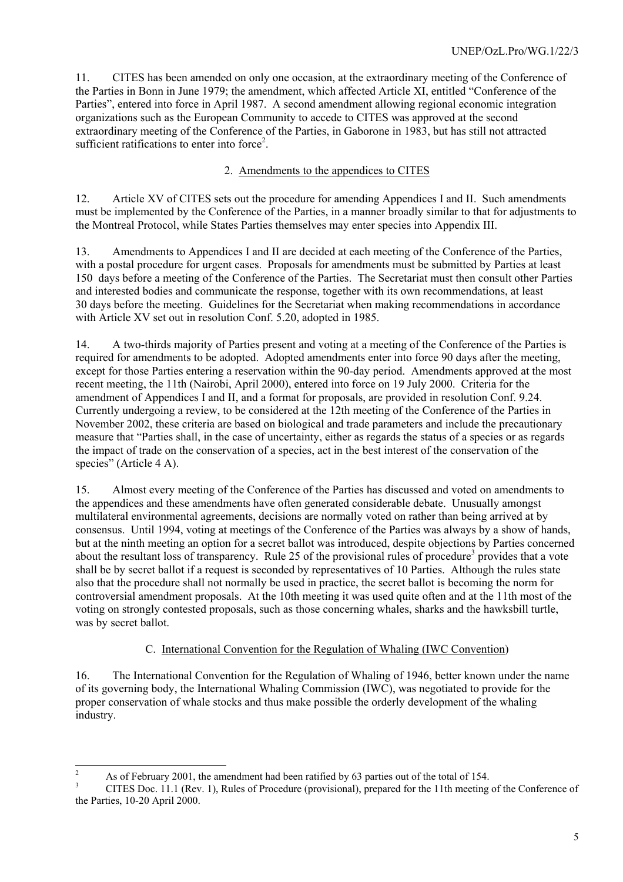11. CITES has been amended on only one occasion, at the extraordinary meeting of the Conference of the Parties in Bonn in June 1979; the amendment, which affected Article XI, entitled “Conference of the Parties”, entered into force in April 1987. A second amendment allowing regional economic integration organizations such as the European Community to accede to CITES was approved at the second extraordinary meeting of the Conference of the Parties, in Gaborone in 1983, but has still not attracted sufficient ratifications to enter into force[2].

### 2. Amendments to the appendices to CITES

12. Article XV of CITES sets out the procedure for amending Appendices I and II. Such amendments must be implemented by the Conference of the Parties, in a manner broadly similar to that for adjustments to the Montreal Protocol, while States Parties themselves may enter species into Appendix III.

13. Amendments to Appendices I and II are decided at each meeting of the Conference of the Parties, with a postal procedure for urgent cases. Proposals for amendments must be submitted by Parties at least 150 days before a meeting of the Conference of the Parties. The Secretariat must then consult other Parties and interested bodies and communicate the response, together with its own recommendations, at least 30 days before the meeting. Guidelines for the Secretariat when making recommendations in accordance with Article XV set out in resolution Conf. 5.20, adopted in 1985.

14. A two-thirds majority of Parties present and voting at a meeting of the Conference of the Parties is required for amendments to be adopted. Adopted amendments enter into force 90 days after the meeting, except for those Parties entering a reservation within the 90-day period. Amendments approved at the most recent meeting, the 11th (Nairobi, April 2000), entered into force on 19 July 2000. Criteria for the amendment of Appendices I and II, and a format for proposals, are provided in resolution Conf. 9.24. Currently undergoing a review, to be considered at the 12th meeting of the Conference of the Parties in November 2002, these criteria are based on biological and trade parameters and include the precautionary measure that “Parties shall, in the case of uncertainty, either as regards the status of a species or as regards the impact of trade on the conservation of a species, act in the best interest of the conservation of the species” (Article 4 A).

15. Almost every meeting of the Conference of the Parties has discussed and voted on amendments to the appendices and these amendments have often generated considerable debate. Unusually amongst multilateral environmental agreements, decisions are normally voted on rather than being arrived at by consensus. Until 1994, voting at meetings of the Conference of the Parties was always by a show of hands, but at the ninth meeting an option for a secret ballot was introduced, despite objections by Parties concerned about the resultant loss of transparency. Rule 25 of the provisional rules of procedure[3] provides that a vote shall be by secret ballot if a request is seconded by representatives of 10 Parties. Although the rules state also that the procedure shall not normally be used in practice, the secret ballot is becoming the norm for controversial amendment proposals. At the 10th meeting it was used quite often and at the 11th most of the voting on strongly contested proposals, such as those concerning whales, sharks and the hawksbill turtle, was by secret ballot.

## C. International Convention for the Regulation of Whaling (IWC Convention)

16. The International Convention for the Regulation of Whaling of 1946, better known under the name of its governing body, the International Whaling Commission (IWC), was negotiated to provide for the proper conservation of whale stocks and thus make possible the orderly development of the whaling industry.

---

[2] As of February 2001, the amendment had been ratified by 63 parties out of the total of 154.

[3] CITES Doc. 11.1 (Rev. 1), Rules of Procedure (provisional), prepared for the 11th meeting of the Conference of the Parties, 10-20 April 2000.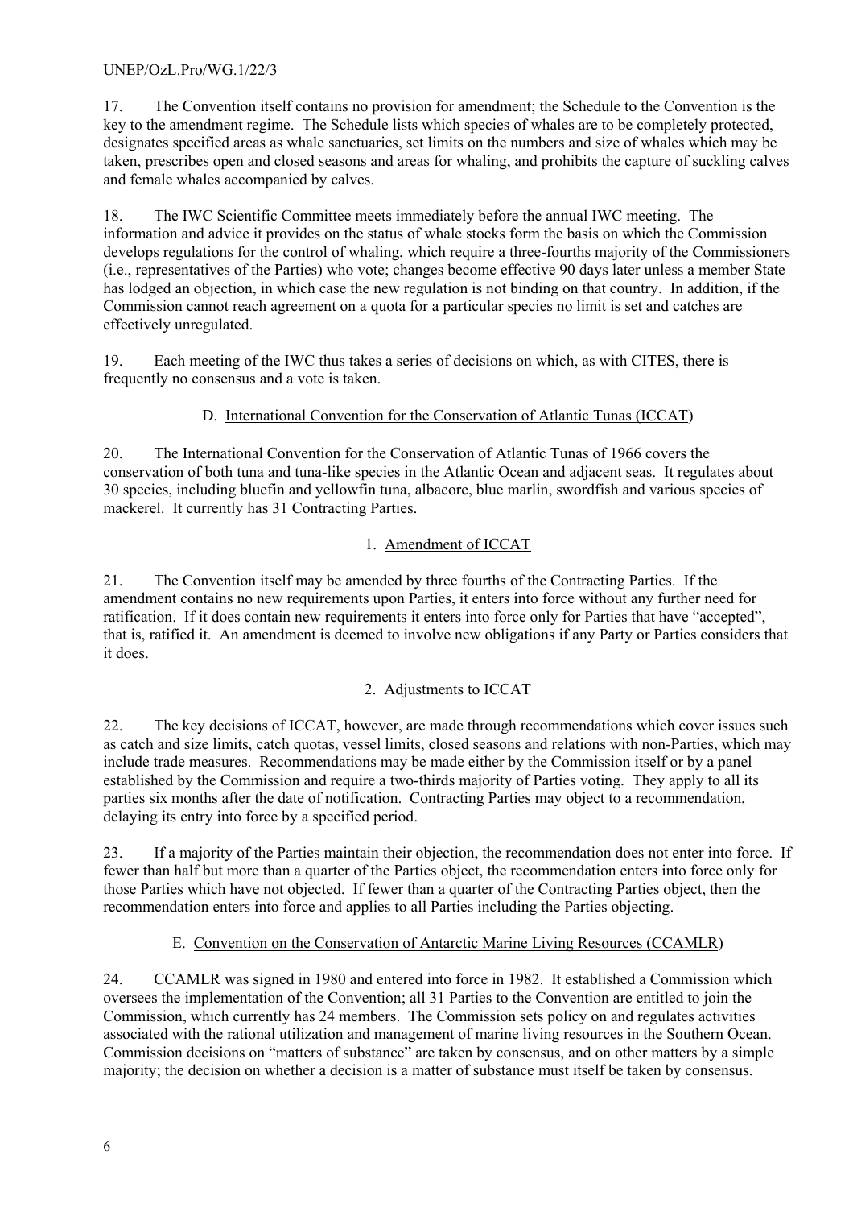17. The Convention itself contains no provision for amendment; the Schedule to the Convention is the key to the amendment regime. The Schedule lists which species of whales are to be completely protected, designates specified areas as whale sanctuaries, set limits on the numbers and size of whales which may be taken, prescribes open and closed seasons and areas for whaling, and prohibits the capture of suckling calves and female whales accompanied by calves.

18. The IWC Scientific Committee meets immediately before the annual IWC meeting. The information and advice it provides on the status of whale stocks form the basis on which the Commission develops regulations for the control of whaling, which require a three-fourths majority of the Commissioners (i.e., representatives of the Parties) who vote; changes become effective 90 days later unless a member State has lodged an objection, in which case the new regulation is not binding on that country. In addition, if the Commission cannot reach agreement on a quota for a particular species no limit is set and catches are effectively unregulated.

19. Each meeting of the IWC thus takes a series of decisions on which, as with CITES, there is frequently no consensus and a vote is taken.

### D. International Convention for the Conservation of Atlantic Tunas (ICCAT)

20. The International Convention for the Conservation of Atlantic Tunas of 1966 covers the conservation of both tuna and tuna-like species in the Atlantic Ocean and adjacent seas. It regulates about 30 species, including bluefin and yellowfin tuna, albacore, blue marlin, swordfish and various species of mackerel. It currently has 31 Contracting Parties.

#### 1. Amendment of ICCAT

21. The Convention itself may be amended by three fourths of the Contracting Parties. If the amendment contains no new requirements upon Parties, it enters into force without any further need for ratification. If it does contain new requirements it enters into force only for Parties that have "accepted", that is, ratified it. An amendment is deemed to involve new obligations if any Party or Parties considers that it does.

#### 2. Adjustments to ICCAT

22. The key decisions of ICCAT, however, are made through recommendations which cover issues such as catch and size limits, catch quotas, vessel limits, closed seasons and relations with non-Parties, which may include trade measures. Recommendations may be made either by the Commission itself or by a panel established by the Commission and require a two-thirds majority of Parties voting. They apply to all its parties six months after the date of notification. Contracting Parties may object to a recommendation, delaying its entry into force by a specified period.

23. If a majority of the Parties maintain their objection, the recommendation does not enter into force. If fewer than half but more than a quarter of the Parties object, the recommendation enters into force only for those Parties which have not objected. If fewer than a quarter of the Contracting Parties object, then the recommendation enters into force and applies to all Parties including the Parties objecting.

### E. Convention on the Conservation of Antarctic Marine Living Resources (CCAMLR)

24. CCAMLR was signed in 1980 and entered into force in 1982. It established a Commission which oversees the implementation of the Convention; all 31 Parties to the Convention are entitled to join the Commission, which currently has 24 members. The Commission sets policy on and regulates activities associated with the rational utilization and management of marine living resources in the Southern Ocean. Commission decisions on "matters of substance" are taken by consensus, and on other matters by a simple majority; the decision on whether a decision is a matter of substance must itself be taken by consensus.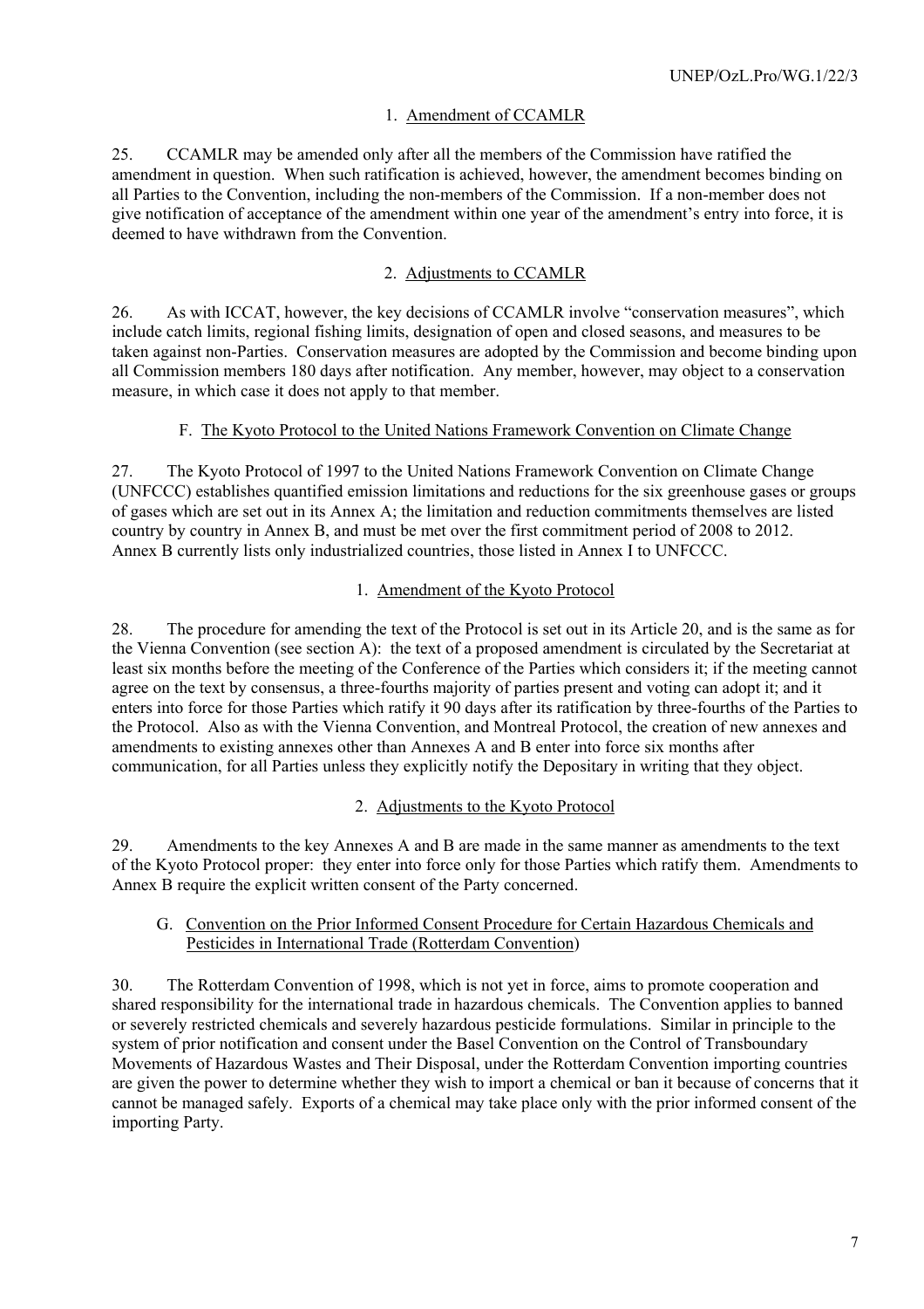### 1. Amendment of CCAMLR

25. CCAMLR may be amended only after all the members of the Commission have ratified the amendment in question. When such ratification is achieved, however, the amendment becomes binding on all Parties to the Convention, including the non-members of the Commission. If a non-member does not give notification of acceptance of the amendment within one year of the amendment's entry into force, it is deemed to have withdrawn from the Convention.

### 2. Adjustments to CCAMLR

26. As with ICCAT, however, the key decisions of CCAMLR involve "conservation measures", which include catch limits, regional fishing limits, designation of open and closed seasons, and measures to be taken against non-Parties. Conservation measures are adopted by the Commission and become binding upon all Commission members 180 days after notification. Any member, however, may object to a conservation measure, in which case it does not apply to that member.

## F. The Kyoto Protocol to the United Nations Framework Convention on Climate Change

27. The Kyoto Protocol of 1997 to the United Nations Framework Convention on Climate Change (UNFCCC) establishes quantified emission limitations and reductions for the six greenhouse gases or groups of gases which are set out in its Annex A; the limitation and reduction commitments themselves are listed country by country in Annex B, and must be met over the first commitment period of 2008 to 2012. Annex B currently lists only industrialized countries, those listed in Annex I to UNFCCC.

### 1. Amendment of the Kyoto Protocol

28. The procedure for amending the text of the Protocol is set out in its Article 20, and is the same as for the Vienna Convention (see section A): the text of a proposed amendment is circulated by the Secretariat at least six months before the meeting of the Conference of the Parties which considers it; if the meeting cannot agree on the text by consensus, a three-fourths majority of parties present and voting can adopt it; and it enters into force for those Parties which ratify it 90 days after its ratification by three-fourths of the Parties to the Protocol. Also as with the Vienna Convention, and Montreal Protocol, the creation of new annexes and amendments to existing annexes other than Annexes A and B enter into force six months after communication, for all Parties unless they explicitly notify the Depositary in writing that they object.

### 2. Adjustments to the Kyoto Protocol

29. Amendments to the key Annexes A and B are made in the same manner as amendments to the text of the Kyoto Protocol proper: they enter into force only for those Parties which ratify them. Amendments to Annex B require the explicit written consent of the Party concerned.

## G. Convention on the Prior Informed Consent Procedure for Certain Hazardous Chemicals and Pesticides in International Trade (Rotterdam Convention)

30. The Rotterdam Convention of 1998, which is not yet in force, aims to promote cooperation and shared responsibility for the international trade in hazardous chemicals. The Convention applies to banned or severely restricted chemicals and severely hazardous pesticide formulations. Similar in principle to the system of prior notification and consent under the Basel Convention on the Control of Transboundary Movements of Hazardous Wastes and Their Disposal, under the Rotterdam Convention importing countries are given the power to determine whether they wish to import a chemical or ban it because of concerns that it cannot be managed safely. Exports of a chemical may take place only with the prior informed consent of the importing Party.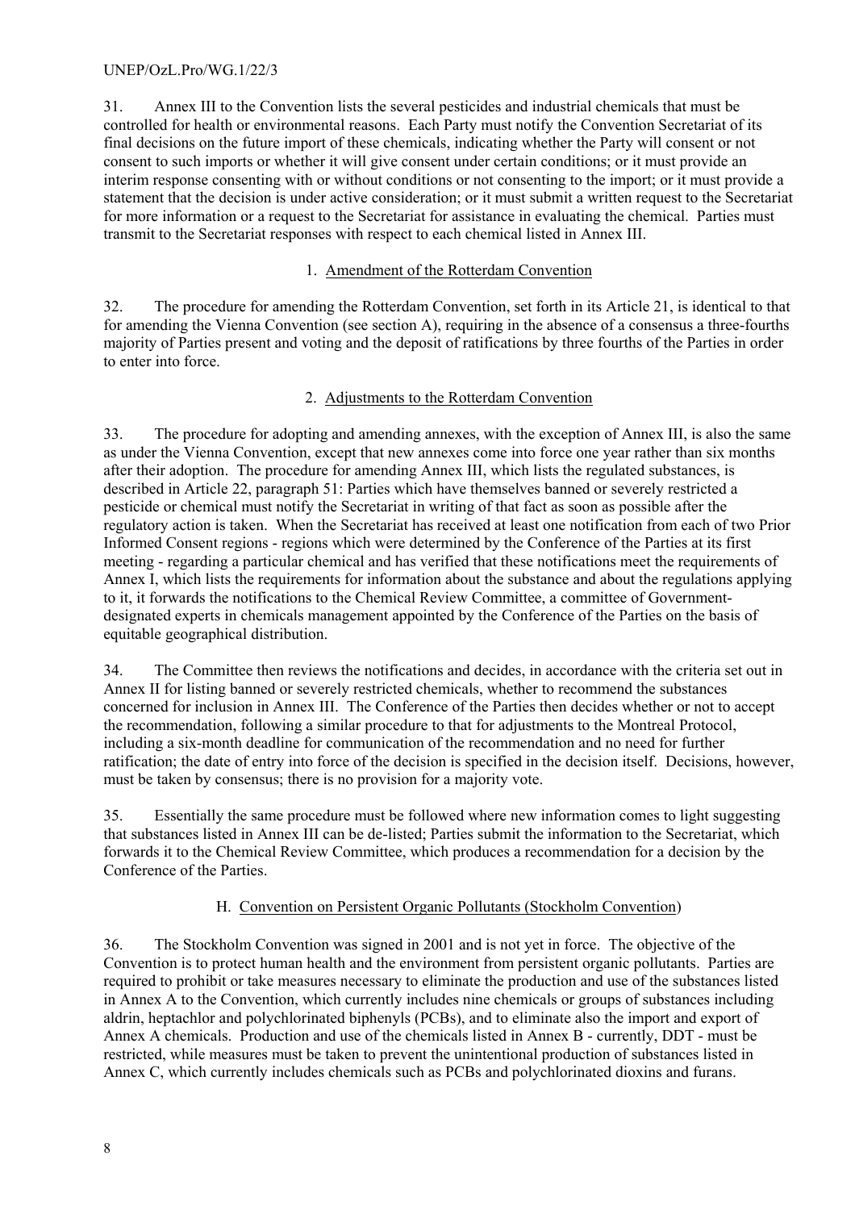31. Annex III to the Convention lists the several pesticides and industrial chemicals that must be controlled for health or environmental reasons. Each Party must notify the Convention Secretariat of its final decisions on the future import of these chemicals, indicating whether the Party will consent or not consent to such imports or whether it will give consent under certain conditions; or it must provide an interim response consenting with or without conditions or not consenting to the import; or it must provide a statement that the decision is under active consideration; or it must submit a written request to the Secretariat for more information or a request to the Secretariat for assistance in evaluating the chemical. Parties must transmit to the Secretariat responses with respect to each chemical listed in Annex III.

### 1. Amendment of the Rotterdam Convention

32. The procedure for amending the Rotterdam Convention, set forth in its Article 21, is identical to that for amending the Vienna Convention (see section A), requiring in the absence of a consensus a three-fourths majority of Parties present and voting and the deposit of ratifications by three fourths of the Parties in order to enter into force.

### 2. Adjustments to the Rotterdam Convention

33. The procedure for adopting and amending annexes, with the exception of Annex III, is also the same as under the Vienna Convention, except that new annexes come into force one year rather than six months after their adoption. The procedure for amending Annex III, which lists the regulated substances, is described in Article 22, paragraph 51: Parties which have themselves banned or severely restricted a pesticide or chemical must notify the Secretariat in writing of that fact as soon as possible after the regulatory action is taken. When the Secretariat has received at least one notification from each of two Prior Informed Consent regions - regions which were determined by the Conference of the Parties at its first meeting - regarding a particular chemical and has verified that these notifications meet the requirements of Annex I, which lists the requirements for information about the substance and about the regulations applying to it, it forwards the notifications to the Chemical Review Committee, a committee of Government-designated experts in chemicals management appointed by the Conference of the Parties on the basis of equitable geographical distribution.

34. The Committee then reviews the notifications and decides, in accordance with the criteria set out in Annex II for listing banned or severely restricted chemicals, whether to recommend the substances concerned for inclusion in Annex III. The Conference of the Parties then decides whether or not to accept the recommendation, following a similar procedure to that for adjustments to the Montreal Protocol, including a six-month deadline for communication of the recommendation and no need for further ratification; the date of entry into force of the decision is specified in the decision itself. Decisions, however, must be taken by consensus; there is no provision for a majority vote.

35. Essentially the same procedure must be followed where new information comes to light suggesting that substances listed in Annex III can be de-listed; Parties submit the information to the Secretariat, which forwards it to the Chemical Review Committee, which produces a recommendation for a decision by the Conference of the Parties.

## H. Convention on Persistent Organic Pollutants (Stockholm Convention)

36. The Stockholm Convention was signed in 2001 and is not yet in force. The objective of the Convention is to protect human health and the environment from persistent organic pollutants. Parties are required to prohibit or take measures necessary to eliminate the production and use of the substances listed in Annex A to the Convention, which currently includes nine chemicals or groups of substances including aldrin, heptachlor and polychlorinated biphenyls (PCBs), and to eliminate also the import and export of Annex A chemicals. Production and use of the chemicals listed in Annex B - currently, DDT - must be restricted, while measures must be taken to prevent the unintentional production of substances listed in Annex C, which currently includes chemicals such as PCBs and polychlorinated dioxins and furans.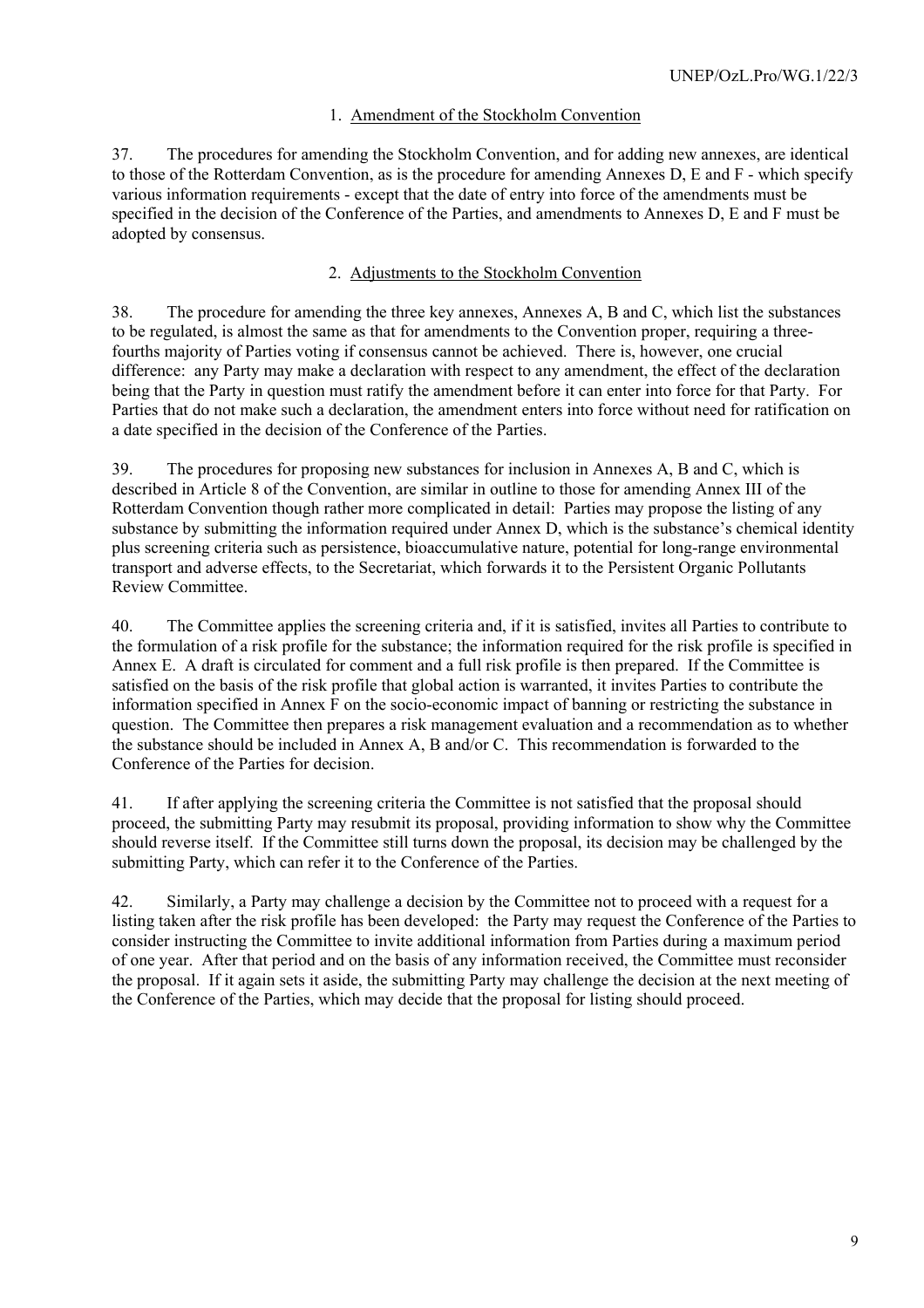### 1. Amendment of the Stockholm Convention

37. The procedures for amending the Stockholm Convention, and for adding new annexes, are identical to those of the Rotterdam Convention, as is the procedure for amending Annexes D, E and F - which specify various information requirements - except that the date of entry into force of the amendments must be specified in the decision of the Conference of the Parties, and amendments to Annexes D, E and F must be adopted by consensus.

### 2. Adjustments to the Stockholm Convention

38. The procedure for amending the three key annexes, Annexes A, B and C, which list the substances to be regulated, is almost the same as that for amendments to the Convention proper, requiring a three-fourths majority of Parties voting if consensus cannot be achieved. There is, however, one crucial difference: any Party may make a declaration with respect to any amendment, the effect of the declaration being that the Party in question must ratify the amendment before it can enter into force for that Party. For Parties that do not make such a declaration, the amendment enters into force without need for ratification on a date specified in the decision of the Conference of the Parties.

39. The procedures for proposing new substances for inclusion in Annexes A, B and C, which is described in Article 8 of the Convention, are similar in outline to those for amending Annex III of the Rotterdam Convention though rather more complicated in detail: Parties may propose the listing of any substance by submitting the information required under Annex D, which is the substance's chemical identity plus screening criteria such as persistence, bioaccumulative nature, potential for long-range environmental transport and adverse effects, to the Secretariat, which forwards it to the Persistent Organic Pollutants Review Committee.

40. The Committee applies the screening criteria and, if it is satisfied, invites all Parties to contribute to the formulation of a risk profile for the substance; the information required for the risk profile is specified in Annex E. A draft is circulated for comment and a full risk profile is then prepared. If the Committee is satisfied on the basis of the risk profile that global action is warranted, it invites Parties to contribute the information specified in Annex F on the socio-economic impact of banning or restricting the substance in question. The Committee then prepares a risk management evaluation and a recommendation as to whether the substance should be included in Annex A, B and/or C. This recommendation is forwarded to the Conference of the Parties for decision.

41. If after applying the screening criteria the Committee is not satisfied that the proposal should proceed, the submitting Party may resubmit its proposal, providing information to show why the Committee should reverse itself. If the Committee still turns down the proposal, its decision may be challenged by the submitting Party, which can refer it to the Conference of the Parties.

42. Similarly, a Party may challenge a decision by the Committee not to proceed with a request for a listing taken after the risk profile has been developed: the Party may request the Conference of the Parties to consider instructing the Committee to invite additional information from Parties during a maximum period of one year. After that period and on the basis of any information received, the Committee must reconsider the proposal. If it again sets it aside, the submitting Party may challenge the decision at the next meeting of the Conference of the Parties, which may decide that the proposal for listing should proceed.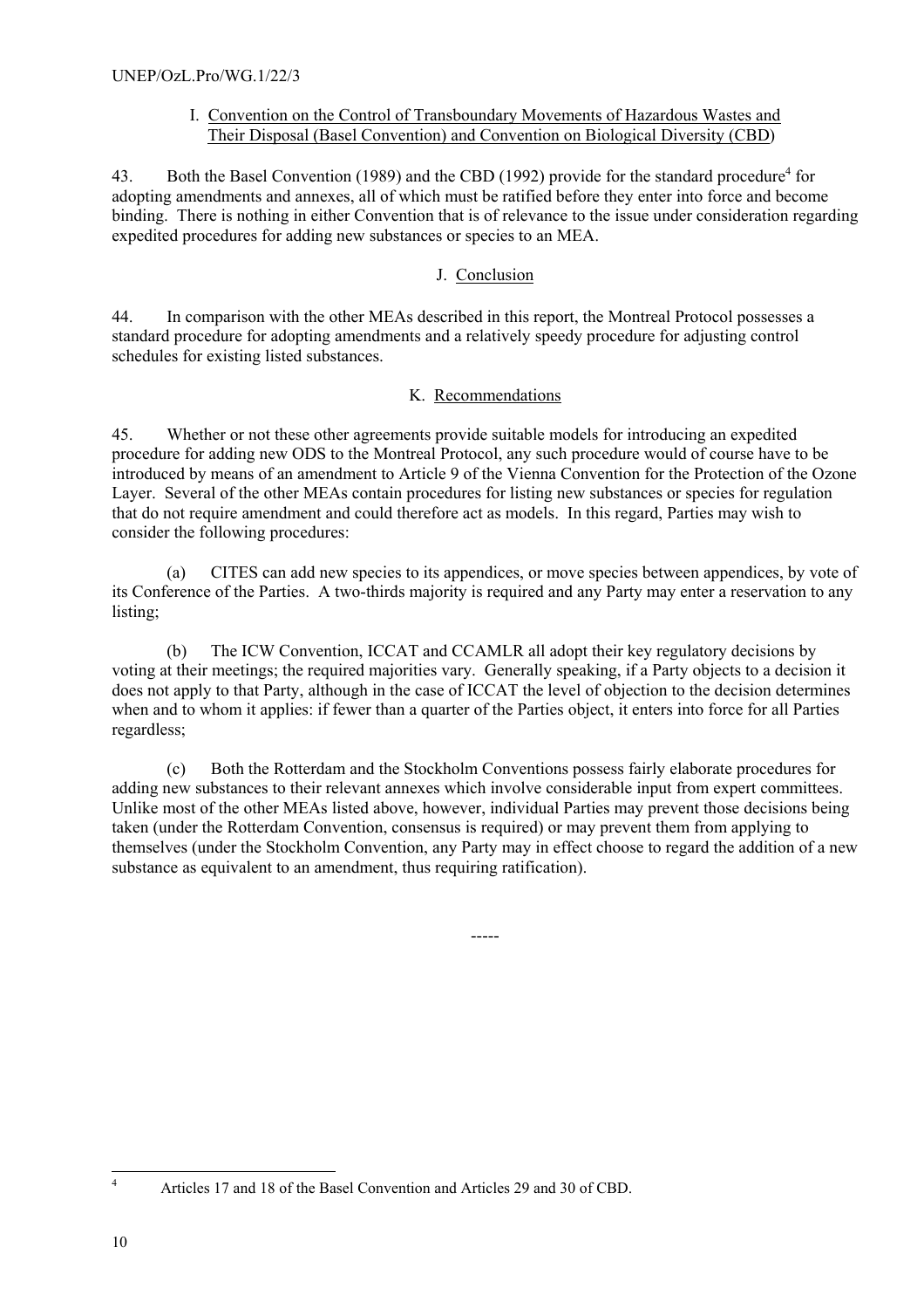## I. Convention on the Control of Transboundary Movements of Hazardous Wastes and Their Disposal (Basel Convention) and Convention on Biological Diversity (CBD)

43. Both the Basel Convention (1989) and the CBD (1992) provide for the standard procedure[4] for adopting amendments and annexes, all of which must be ratified before they enter into force and become binding. There is nothing in either Convention that is of relevance to the issue under consideration regarding expedited procedures for adding new substances or species to an MEA.

## J. Conclusion

44. In comparison with the other MEAs described in this report, the Montreal Protocol possesses a standard procedure for adopting amendments and a relatively speedy procedure for adjusting control schedules for existing listed substances.

## K. Recommendations

45. Whether or not these other agreements provide suitable models for introducing an expedited procedure for adding new ODS to the Montreal Protocol, any such procedure would of course have to be introduced by means of an amendment to Article 9 of the Vienna Convention for the Protection of the Ozone Layer. Several of the other MEAs contain procedures for listing new substances or species for regulation that do not require amendment and could therefore act as models. In this regard, Parties may wish to consider the following procedures:

(a) CITES can add new species to its appendices, or move species between appendices, by vote of its Conference of the Parties. A two-thirds majority is required and any Party may enter a reservation to any listing;

(b) The ICW Convention, ICCAT and CCAMLR all adopt their key regulatory decisions by voting at their meetings; the required majorities vary. Generally speaking, if a Party objects to a decision it does not apply to that Party, although in the case of ICCAT the level of objection to the decision determines when and to whom it applies: if fewer than a quarter of the Parties object, it enters into force for all Parties regardless;

(c) Both the Rotterdam and the Stockholm Conventions possess fairly elaborate procedures for adding new substances to their relevant annexes which involve considerable input from expert committees. Unlike most of the other MEAs listed above, however, individual Parties may prevent those decisions being taken (under the Rotterdam Convention, consensus is required) or may prevent them from applying to themselves (under the Stockholm Convention, any Party may in effect choose to regard the addition of a new substance as equivalent to an amendment, thus requiring ratification).

-----

[4] Articles 17 and 18 of the Basel Convention and Articles 29 and 30 of CBD.